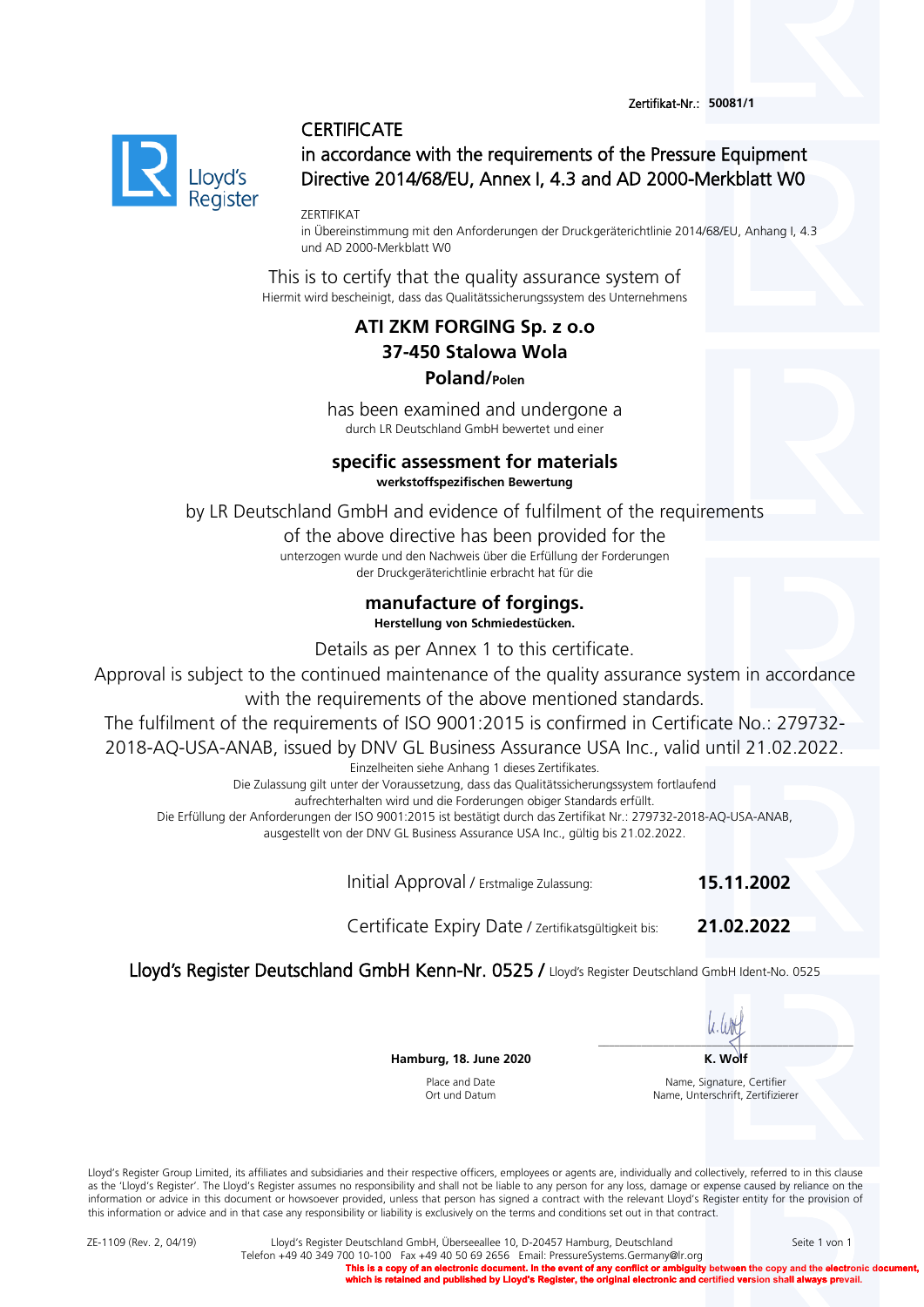Zertifikat-Nr.: **50081/1**

# CERTIFICATE

## in accordance with the requirements of the Pressure Equipment Directive 2014/68/EU, Annex I, 4.3 and AD 2000-Merkblatt W0

ZERTIFIKAT
in Übereinstimmung mit den Anforderungen der Druckgeräterichtlinie 2014/68/EU, Anhang I, 4.3 und AD 2000-Merkblatt W0

This is to certify that the quality assurance system of
Hiermit wird bescheinigt, dass das Qualitätssicherungssystem des Unternehmens

**ATI ZKM FORGING Sp. z o.o**
**37-450 Stalowa Wola**
**Poland/Polen**

has been examined and undergone a
durch LR Deutschland GmbH bewertet und einer

**specific assessment for materials**
**werkstoffspezifischen Bewertung**

by LR Deutschland GmbH and evidence of fulfilment of the requirements of the above directive has been provided for the
unterzogen wurde und den Nachweis über die Erfüllung der Forderungen der Druckgeräterichtlinie erbracht hat für die

**manufacture of forgings.**
**Herstellung von Schmiedestücken.**

Details as per Annex 1 to this certificate.
Approval is subject to the continued maintenance of the quality assurance system in accordance with the requirements of the above mentioned standards.
The fulfilment of the requirements of ISO 9001:2015 is confirmed in Certificate No.: 279732-2018-AQ-USA-ANAB, issued by DNV GL Business Assurance USA Inc., valid until 21.02.2022.

Einzelheiten siehe Anhang 1 dieses Zertifikates.
Die Zulassung gilt unter der Voraussetzung, dass das Qualitätssicherungssystem fortlaufend aufrechterhalten wird und die Forderungen obiger Standards erfüllt.
Die Erfüllung der Anforderungen der ISO 9001:2015 ist bestätigt durch das Zertifikat Nr.: 279732-2018-AQ-USA-ANAB, ausgestellt von der DNV GL Business Assurance USA Inc., gültig bis 21.02.2022.

Initial Approval / Erstmalige Zulassung: **15.11.2002**

Certificate Expiry Date / Zertifikatsgültigkeit bis: **21.02.2022**

Lloyd's Register Deutschland GmbH Kenn-Nr. 0525 / Lloyd's Register Deutschland GmbH Ident-No. 0525

**Hamburg, 18. June 2020**
Place and Date
Ort und Datum

**K. Wolf**
Name, Signature, Certifier
Name, Unterschrift, Zertifizierer

Lloyd's Register Group Limited, its affiliates and subsidiaries and their respective officers, employees or agents are, individually and collectively, referred to in this clause as the 'Lloyd's Register'. The Lloyd's Register assumes no responsibility and shall not be liable to any person for any loss, damage or expense caused by reliance on the information or advice in this document or howsoever provided, unless that person has signed a contract with the relevant Lloyd's Register entity for the provision of this information or advice and in that case any responsibility or liability is exclusively on the terms and conditions set out in that contract.

ZE-1109 (Rev. 2, 04/19) Lloyd's Register Deutschland GmbH, Überseeallee 10, D-20457 Hamburg, Deutschland
Telefon +49 40 349 700 10-100 Fax +49 40 50 69 2656 Email: PressureSystems.Germany@lr.org

**This is a copy of an electronic document. In the event of any conflict or ambiguity between the copy and the electronic document, which is retained and published by Lloyd's Register, the original electronic and certified version shall always prevail.**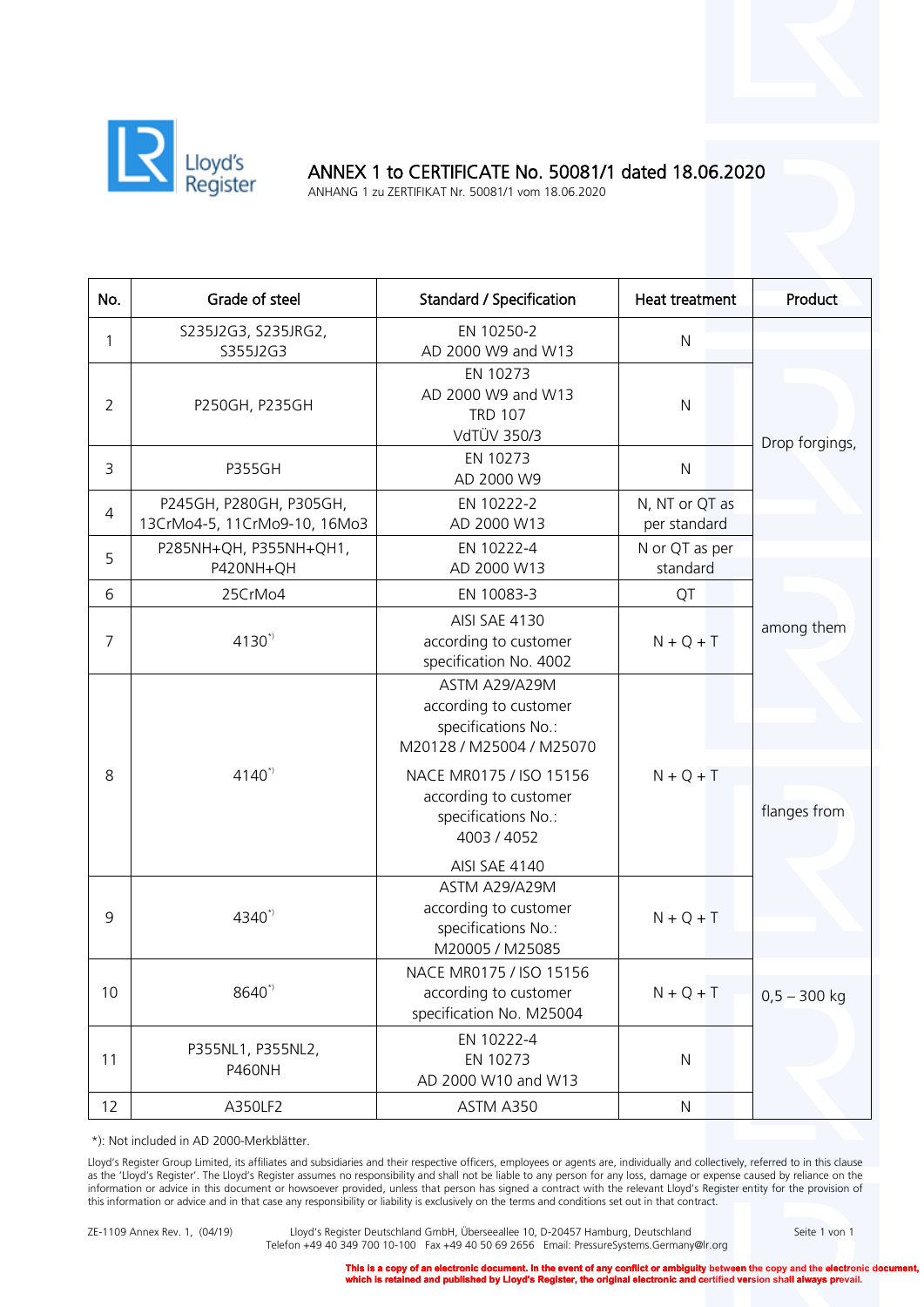# ANNEX 1 to CERTIFICATE No. 50081/1 dated 18.06.2020

ANHANG 1 zu ZERTIFIKAT Nr. 50081/1 vom 18.06.2020

| No. | Grade of steel | Standard / Specification | Heat treatment | Product |
|---|---|---|---|---|
| 1 | S235J2G3, S235JRG2, S355J2G3 | EN 10250-2<br>AD 2000 W9 and W13 | N | Drop forgings, among them flanges from 0,5 – 300 kg |
| 2 | P250GH, P235GH | EN 10273<br>AD 2000 W9 and W13<br>TRD 107<br>VdTÜV 350/3 | N | |
| 3 | P355GH | EN 10273<br>AD 2000 W9 | N | |
| 4 | P245GH, P280GH, P305GH, 13CrMo4-5, 11CrMo9-10, 16Mo3 | EN 10222-2<br>AD 2000 W13 | N, NT or QT as per standard | |
| 5 | P285NH+QH, P355NH+QH1, P420NH+QH | EN 10222-4<br>AD 2000 W13 | N or QT as per standard | |
| 6 | 25CrMo4 | EN 10083-3 | QT | |
| 7 | 4130*) | AISI SAE 4130<br>according to customer specification No. 4002 | N + Q + T | |
| 8 | 4140*) | ASTM A29/A29M<br>according to customer specifications No.: M20128 / M25004 / M25070<br>NACE MR0175 / ISO 15156<br>according to customer specifications No.: 4003 / 4052<br>AISI SAE 4140 | N + Q + T | |
| 9 | 4340*) | ASTM A29/A29M<br>according to customer specifications No.: M20005 / M25085 | N + Q + T | |
| 10 | 8640*) | NACE MR0175 / ISO 15156<br>according to customer specification No. M25004 | N + Q + T | |
| 11 | P355NL1, P355NL2, P460NH | EN 10222-4<br>EN 10273<br>AD 2000 W10 and W13 | N | |
| 12 | A350LF2 | ASTM A350 | N | |

*): Not included in AD 2000-Merkblätter.

Lloyd's Register Group Limited, its affiliates and subsidiaries and their respective officers, employees or agents are, individually and collectively, referred to in this clause as the 'Lloyd's Register'. The Lloyd's Register assumes no responsibility and shall not be liable to any person for any loss, damage or expense caused by reliance on the information or advice in this document or howsoever provided, unless that person has signed a contract with the relevant Lloyd's Register entity for the provision of this information or advice and in that case any responsibility or liability is exclusively on the terms and conditions set out in that contract.

ZE-1109 Annex Rev. 1, (04/19)

Lloyd's Register Deutschland GmbH, Überseeallee 10, D-20457 Hamburg, Deutschland
Telefon +49 40 349 700 10-100 Fax +49 40 50 69 2656 Email: PressureSystems.Germany@lr.org

**This is a copy of an electronic document. In the event of any conflict or ambiguity between the copy and the electronic document, which is retained and published by Lloyd's Register, the original electronic and certified version shall always prevail.**